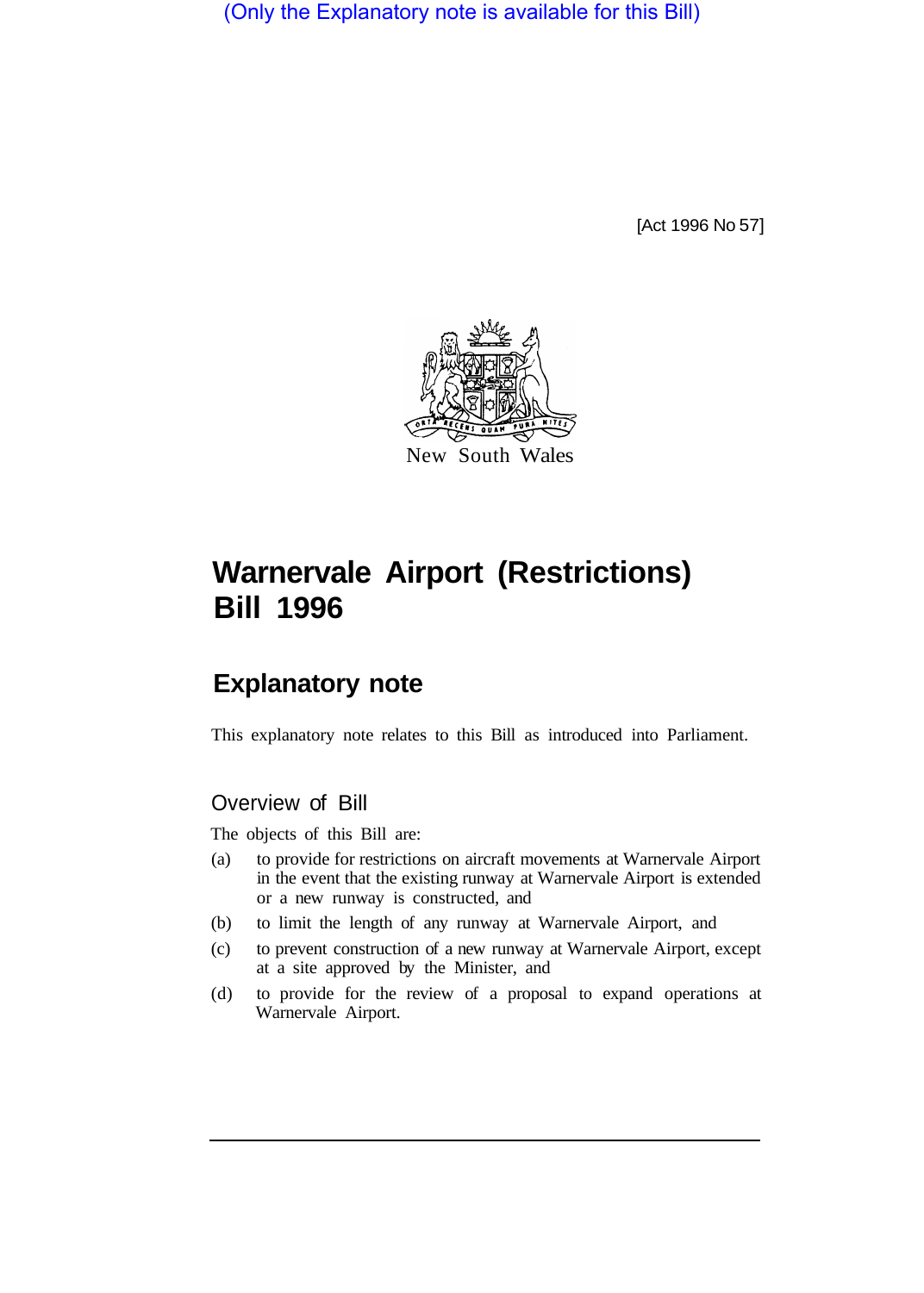(Only the Explanatory note is available for this Bill)

[Act 1996 No 57]

New South Wales

# Warnervale Airport (Restrictions) Bill 1996

## Explanatory note

This explanatory note relates to this Bill as introduced into Parliament.

### Overview of Bill

The objects of this Bill are:

(a) to provide for restrictions on aircraft movements at Warnervale Airport in the event that the existing runway at Warnervale Airport is extended or a new runway is constructed, and

(b) to limit the length of any runway at Warnervale Airport, and

(c) to prevent construction of a new runway at Warnervale Airport, except at a site approved by the Minister, and

(d) to provide for the review of a proposal to expand operations at Warnervale Airport.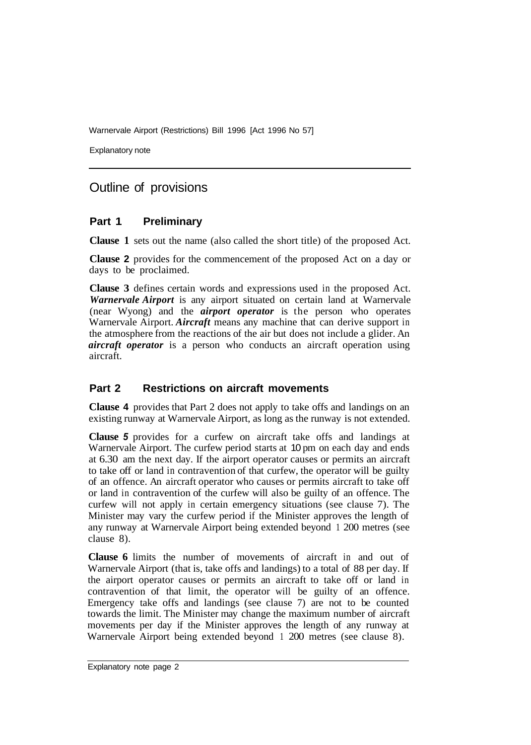## Outline of provisions

### Part 1 Preliminary

**Clause 1** sets out the name (also called the short title) of the proposed Act.

**Clause 2** provides for the commencement of the proposed Act on a day or days to be proclaimed.

**Clause 3** defines certain words and expressions used in the proposed Act. ***Warnervale Airport*** is any airport situated on certain land at Warnervale (near Wyong) and the ***airport operator*** is the person who operates Warnervale Airport. ***Aircraft*** means any machine that can derive support in the atmosphere from the reactions of the air but does not include a glider. An ***aircraft operator*** is a person who conducts an aircraft operation using aircraft.

### Part 2 Restrictions on aircraft movements

**Clause 4** provides that Part 2 does not apply to take offs and landings on an existing runway at Warnervale Airport, as long as the runway is not extended.

**Clause 5** provides for a curfew on aircraft take offs and landings at Warnervale Airport. The curfew period starts at 10 pm on each day and ends at 6.30 am the next day. If the airport operator causes or permits an aircraft to take off or land in contravention of that curfew, the operator will be guilty of an offence. An aircraft operator who causes or permits aircraft to take off or land in contravention of the curfew will also be guilty of an offence. The curfew will not apply in certain emergency situations (see clause 7). The Minister may vary the curfew period if the Minister approves the length of any runway at Warnervale Airport being extended beyond 1 200 metres (see clause 8).

**Clause 6** limits the number of movements of aircraft in and out of Warnervale Airport (that is, take offs and landings) to a total of 88 per day. If the airport operator causes or permits an aircraft to take off or land in contravention of that limit, the operator will be guilty of an offence. Emergency take offs and landings (see clause 7) are not to be counted towards the limit. The Minister may change the maximum number of aircraft movements per day if the Minister approves the length of any runway at Warnervale Airport being extended beyond 1 200 metres (see clause 8).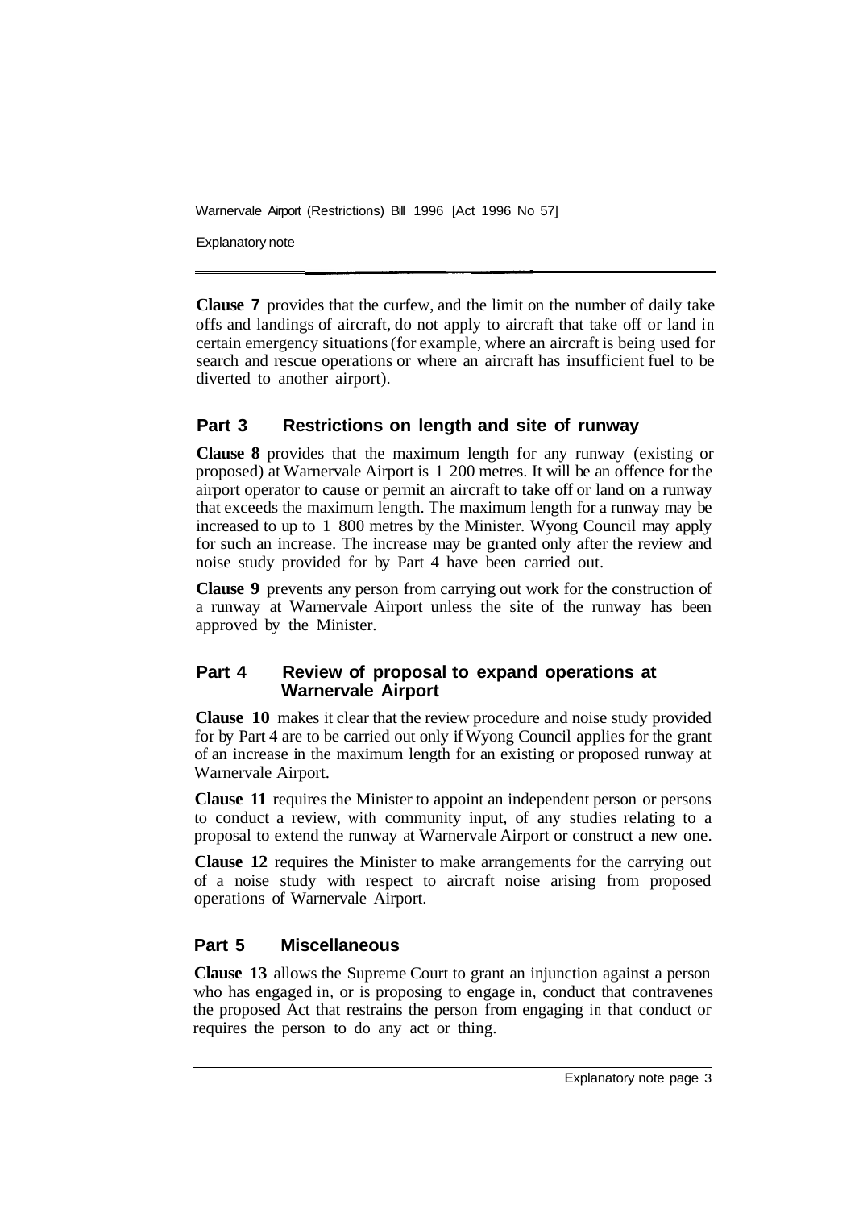**Clause 7** provides that the curfew, and the limit on the number of daily take offs and landings of aircraft, do not apply to aircraft that take off or land in certain emergency situations (for example, where an aircraft is being used for search and rescue operations or where an aircraft has insufficient fuel to be diverted to another airport).

## Part 3 Restrictions on length and site of runway

**Clause 8** provides that the maximum length for any runway (existing or proposed) at Warnervale Airport is 1 200 metres. It will be an offence for the airport operator to cause or permit an aircraft to take off or land on a runway that exceeds the maximum length. The maximum length for a runway may be increased to up to 1 800 metres by the Minister. Wyong Council may apply for such an increase. The increase may be granted only after the review and noise study provided for by Part 4 have been carried out.

**Clause 9** prevents any person from carrying out work for the construction of a runway at Warnervale Airport unless the site of the runway has been approved by the Minister.

## Part 4 Review of proposal to expand operations at Warnervale Airport

**Clause 10** makes it clear that the review procedure and noise study provided for by Part 4 are to be carried out only if Wyong Council applies for the grant of an increase in the maximum length for an existing or proposed runway at Warnervale Airport.

**Clause 11** requires the Minister to appoint an independent person or persons to conduct a review, with community input, of any studies relating to a proposal to extend the runway at Warnervale Airport or construct a new one.

**Clause 12** requires the Minister to make arrangements for the carrying out of a noise study with respect to aircraft noise arising from proposed operations of Warnervale Airport.

## Part 5 Miscellaneous

**Clause 13** allows the Supreme Court to grant an injunction against a person who has engaged in, or is proposing to engage in, conduct that contravenes the proposed Act that restrains the person from engaging in that conduct or requires the person to do any act or thing.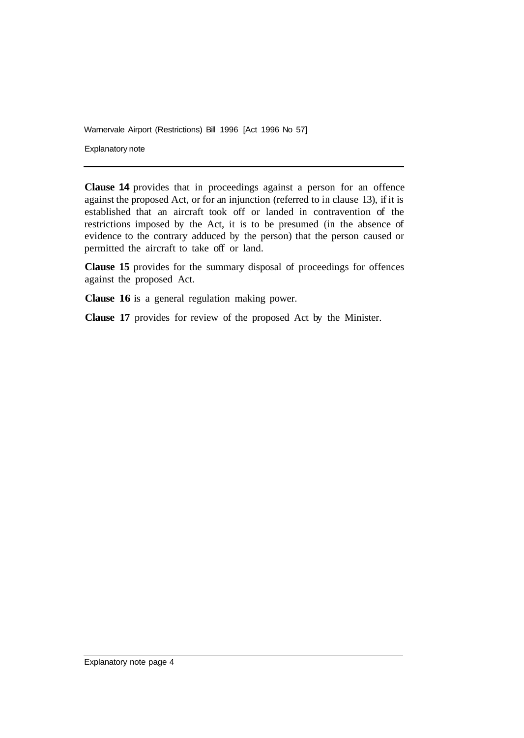**Clause 14** provides that in proceedings against a person for an offence against the proposed Act, or for an injunction (referred to in clause 13), if it is established that an aircraft took off or landed in contravention of the restrictions imposed by the Act, it is to be presumed (in the absence of evidence to the contrary adduced by the person) that the person caused or permitted the aircraft to take off or land.

**Clause 15** provides for the summary disposal of proceedings for offences against the proposed Act.

**Clause 16** is a general regulation making power.

**Clause 17** provides for review of the proposed Act by the Minister.